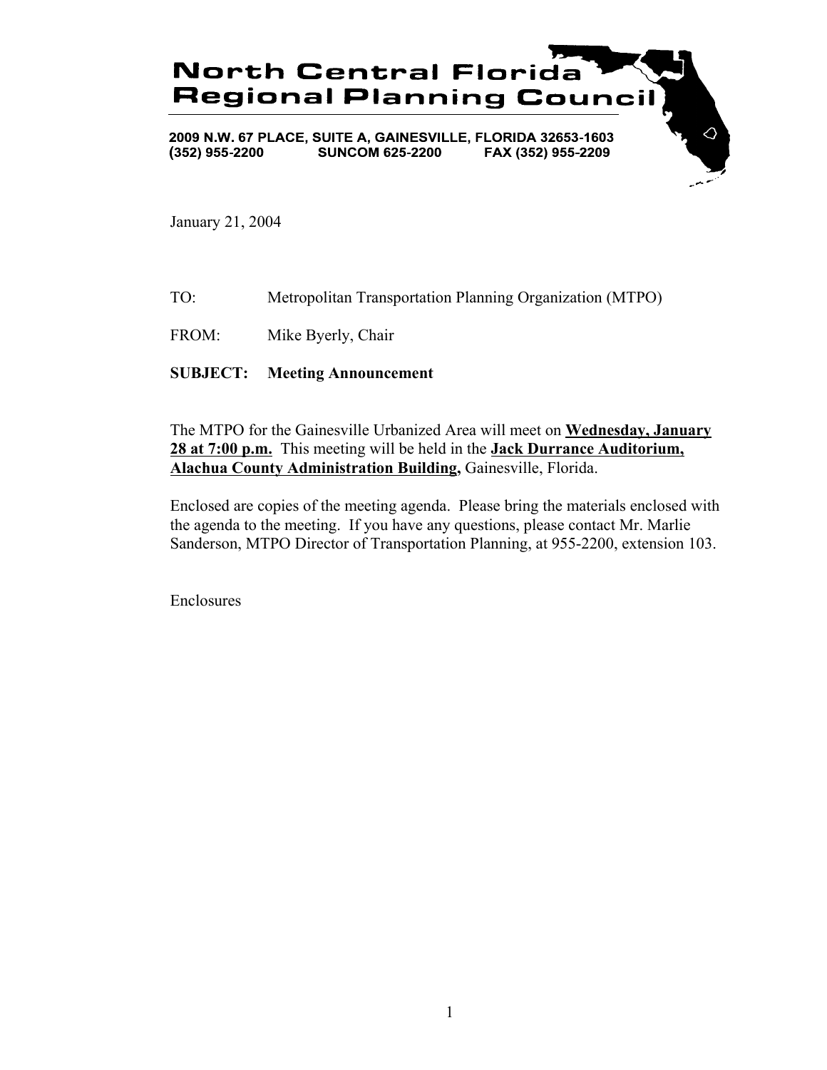# North Central Florida Regional Planning Council

**2009 N.W. 67 PLACE, SUITE A, GAINESVILLE, FLORIDA 32653-1603**
**(352) 955-2200 SUNCOM 625-2200 FAX (352) 955-2209**

January 21, 2004

TO: Metropolitan Transportation Planning Organization (MTPO)

FROM: Mike Byerly, Chair

**SUBJECT: Meeting Announcement**

The MTPO for the Gainesville Urbanized Area will meet on **Wednesday, January 28 at 7:00 p.m.** This meeting will be held in the **Jack Durrance Auditorium, Alachua County Administration Building,** Gainesville, Florida.

Enclosed are copies of the meeting agenda. Please bring the materials enclosed with the agenda to the meeting. If you have any questions, please contact Mr. Marlie Sanderson, MTPO Director of Transportation Planning, at 955-2200, extension 103.

Enclosures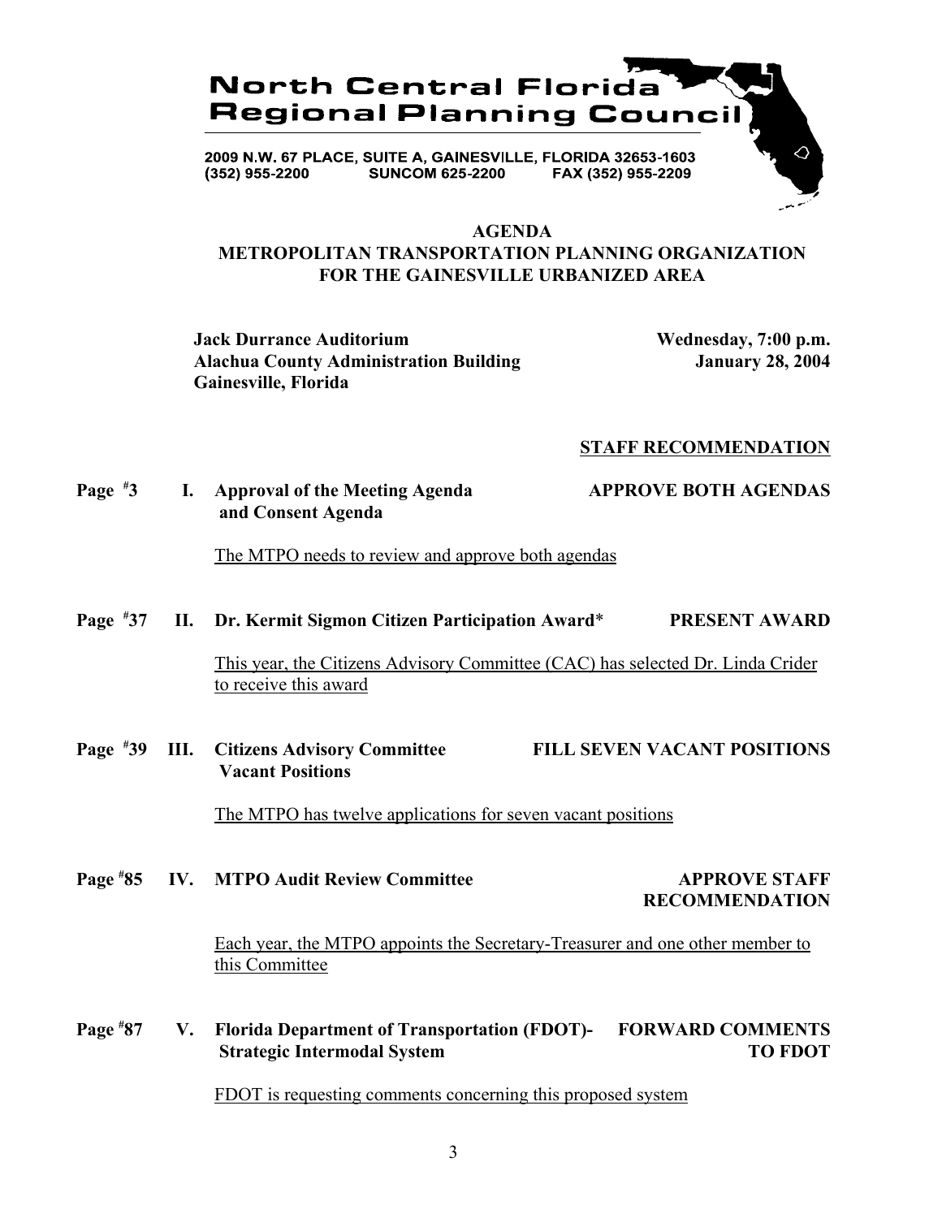# North Central Florida Regional Planning Council

2009 N.W. 67 PLACE, SUITE A, GAINESVILLE, FLORIDA 32653-1603
(352) 955-2200     SUNCOM 625-2200     FAX (352) 955-2209

## AGENDA
## METROPOLITAN TRANSPORTATION PLANNING ORGANIZATION FOR THE GAINESVILLE URBANIZED AREA

**Jack Durrance Auditorium**
**Alachua County Administration Building**
**Gainesville, Florida**

**Wednesday, 7:00 p.m.**
**January 28, 2004**

**STAFF RECOMMENDATION**

**Page #3 I. Approval of the Meeting Agenda and Consent Agenda** — **APPROVE BOTH AGENDAS**

The MTPO needs to review and approve both agendas

**Page #37 II. Dr. Kermit Sigmon Citizen Participation Award*** — **PRESENT AWARD**

This year, the Citizens Advisory Committee (CAC) has selected Dr. Linda Crider to receive this award

**Page #39 III. Citizens Advisory Committee Vacant Positions** — **FILL SEVEN VACANT POSITIONS**

The MTPO has twelve applications for seven vacant positions

**Page #85 IV. MTPO Audit Review Committee** — **APPROVE STAFF RECOMMENDATION**

Each year, the MTPO appoints the Secretary-Treasurer and one other member to this Committee

**Page #87 V. Florida Department of Transportation (FDOT)- Strategic Intermodal System** — **FORWARD COMMENTS TO FDOT**

FDOT is requesting comments concerning this proposed system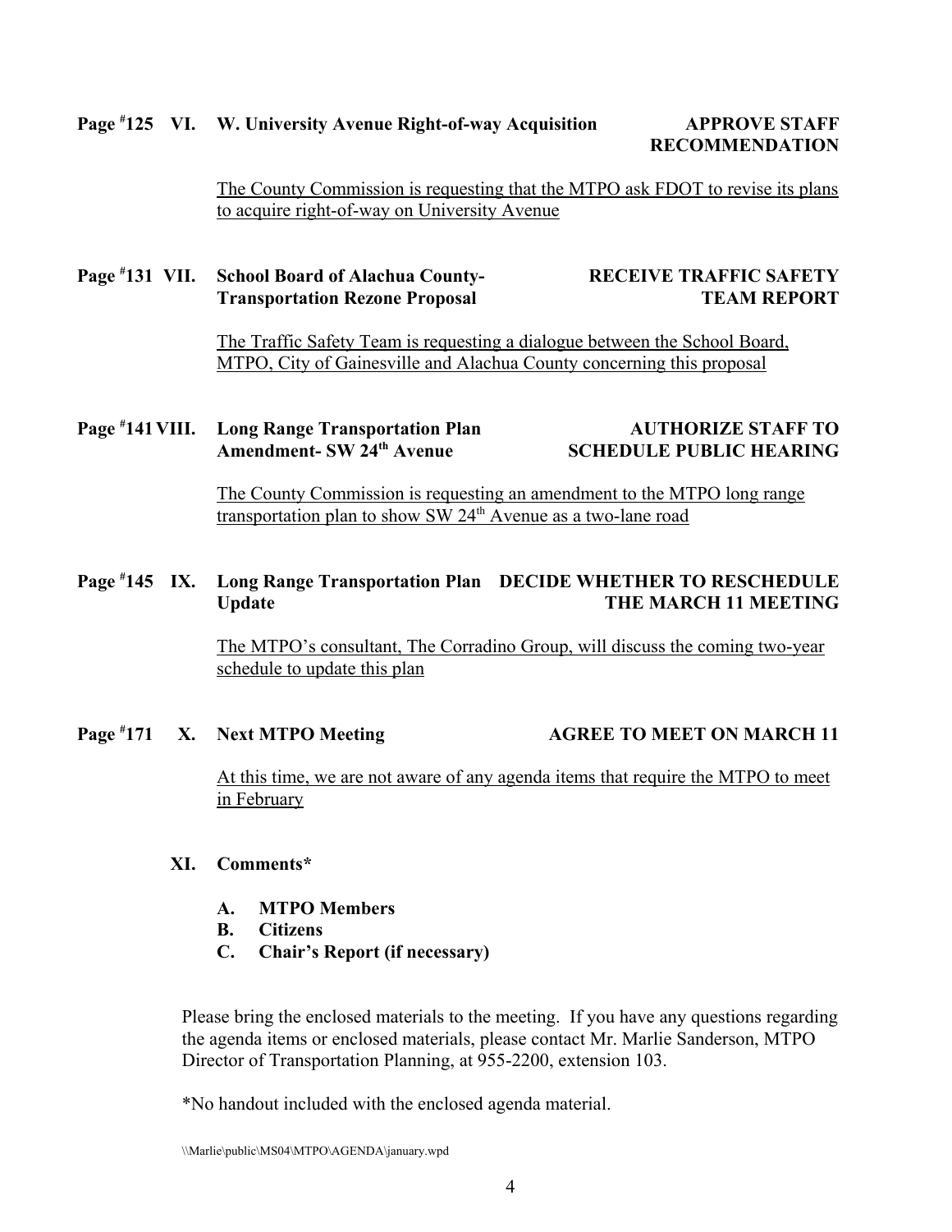**Page #125 VI. W. University Avenue Right-of-way Acquisition — APPROVE STAFF RECOMMENDATION**

The County Commission is requesting that the MTPO ask FDOT to revise its plans to acquire right-of-way on University Avenue

**Page #131 VII. School Board of Alachua County-Transportation Rezone Proposal — RECEIVE TRAFFIC SAFETY TEAM REPORT**

The Traffic Safety Team is requesting a dialogue between the School Board, MTPO, City of Gainesville and Alachua County concerning this proposal

**Page #141 VIII. Long Range Transportation Plan Amendment- SW 24th Avenue — AUTHORIZE STAFF TO SCHEDULE PUBLIC HEARING**

The County Commission is requesting an amendment to the MTPO long range transportation plan to show SW 24th Avenue as a two-lane road

**Page #145 IX. Long Range Transportation Plan Update — DECIDE WHETHER TO RESCHEDULE THE MARCH 11 MEETING**

The MTPO's consultant, The Corradino Group, will discuss the coming two-year schedule to update this plan

**Page #171 X. Next MTPO Meeting — AGREE TO MEET ON MARCH 11**

At this time, we are not aware of any agenda items that require the MTPO to meet in February

**XI. Comments***

- **A. MTPO Members**
- **B. Citizens**
- **C. Chair's Report (if necessary)**

Please bring the enclosed materials to the meeting. If you have any questions regarding the agenda items or enclosed materials, please contact Mr. Marlie Sanderson, MTPO Director of Transportation Planning, at 955-2200, extension 103.

*No handout included with the enclosed agenda material.

\\Marlie\public\MS04\MTPO\AGENDA\january.wpd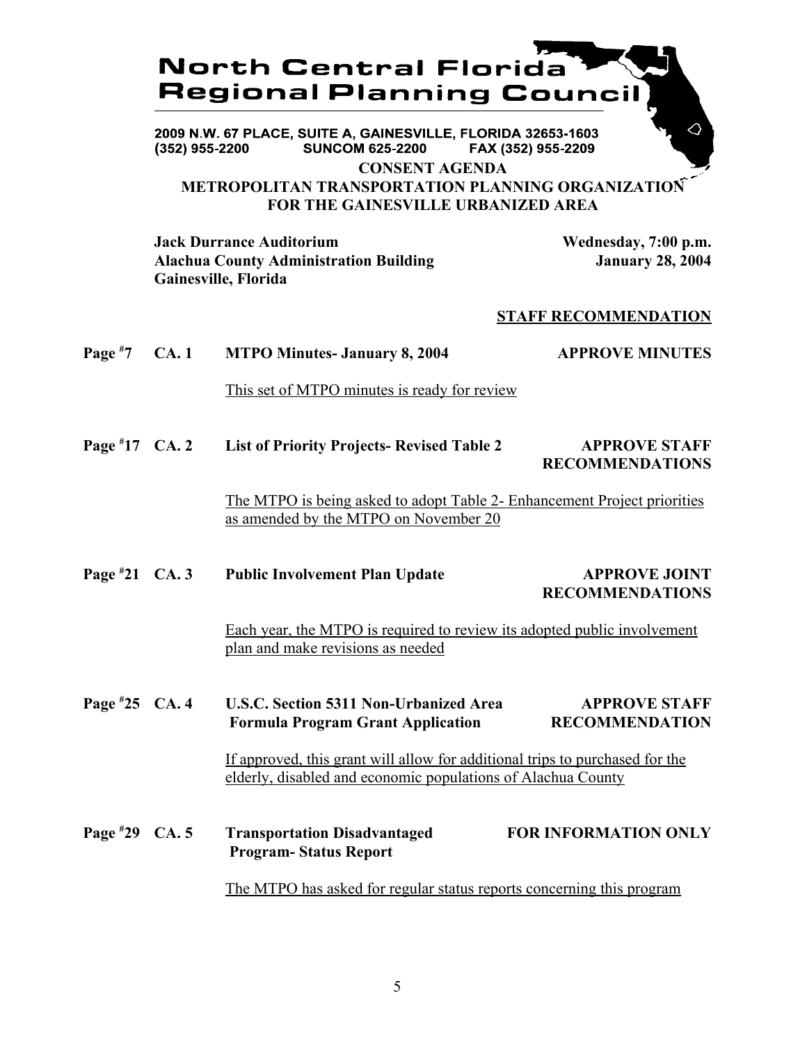# North Central Florida Regional Planning Council

**2009 N.W. 67 PLACE, SUITE A, GAINESVILLE, FLORIDA 32653-1603**
**(352) 955-2200 SUNCOM 625-2200 FAX (352) 955-2209**

## CONSENT AGENDA
## METROPOLITAN TRANSPORTATION PLANNING ORGANIZATION FOR THE GAINESVILLE URBANIZED AREA

**Jack Durrance Auditorium**
**Alachua County Administration Building**
**Gainesville, Florida**

**Wednesday, 7:00 p.m.**
**January 28, 2004**

**STAFF RECOMMENDATION**

**Page #7 CA. 1 MTPO Minutes- January 8, 2004** — **APPROVE MINUTES**

This set of MTPO minutes is ready for review

**Page #17 CA. 2 List of Priority Projects- Revised Table 2** — **APPROVE STAFF RECOMMENDATIONS**

The MTPO is being asked to adopt Table 2- Enhancement Project priorities as amended by the MTPO on November 20

**Page #21 CA. 3 Public Involvement Plan Update** — **APPROVE JOINT RECOMMENDATIONS**

Each year, the MTPO is required to review its adopted public involvement plan and make revisions as needed

**Page #25 CA. 4 U.S.C. Section 5311 Non-Urbanized Area Formula Program Grant Application** — **APPROVE STAFF RECOMMENDATION**

If approved, this grant will allow for additional trips to purchased for the elderly, disabled and economic populations of Alachua County

**Page #29 CA. 5 Transportation Disadvantaged Program- Status Report** — **FOR INFORMATION ONLY**

The MTPO has asked for regular status reports concerning this program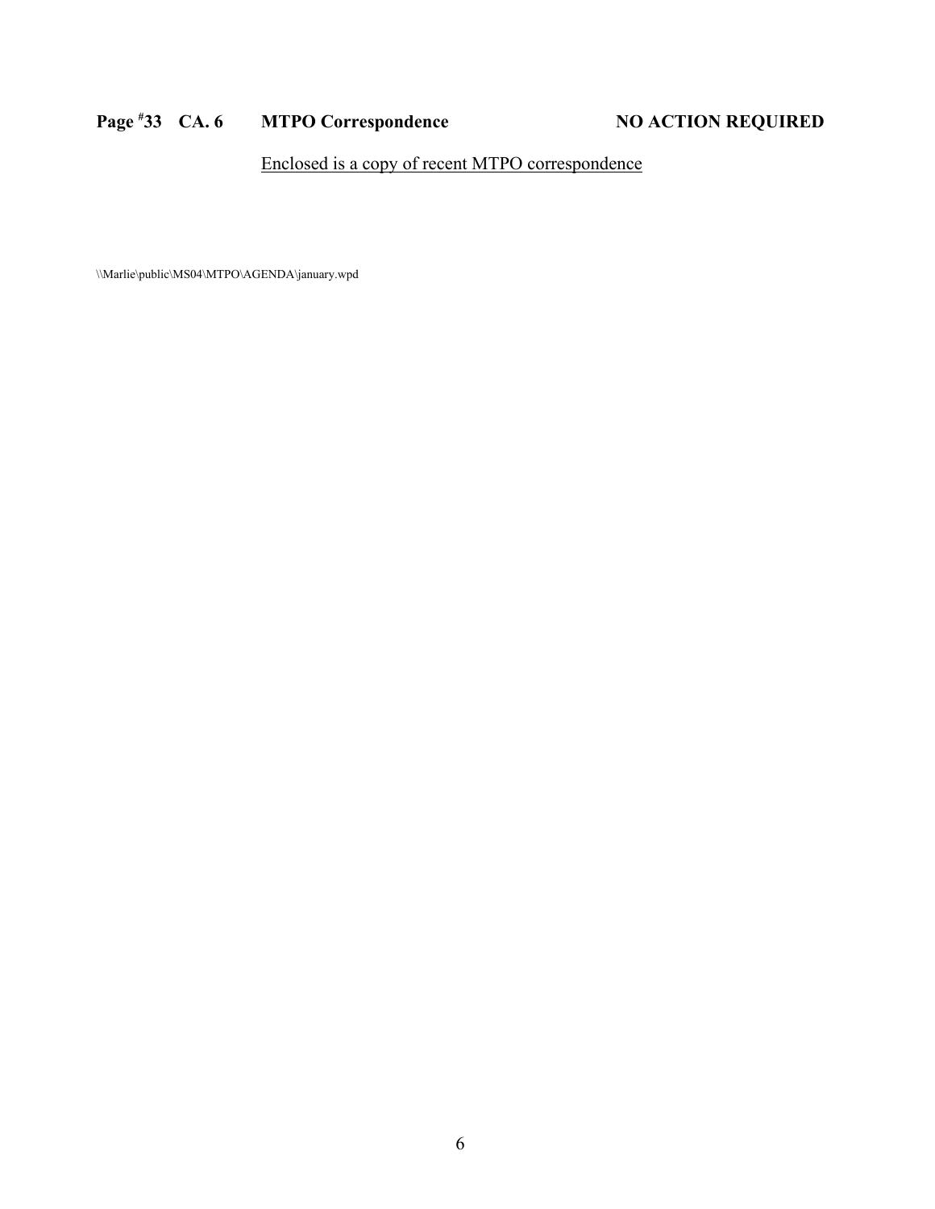**Page #33  CA. 6  MTPO Correspondence  NO ACTION REQUIRED**

Enclosed is a copy of recent MTPO correspondence

\\Marlie\public\MS04\MTPO\AGENDA\january.wpd